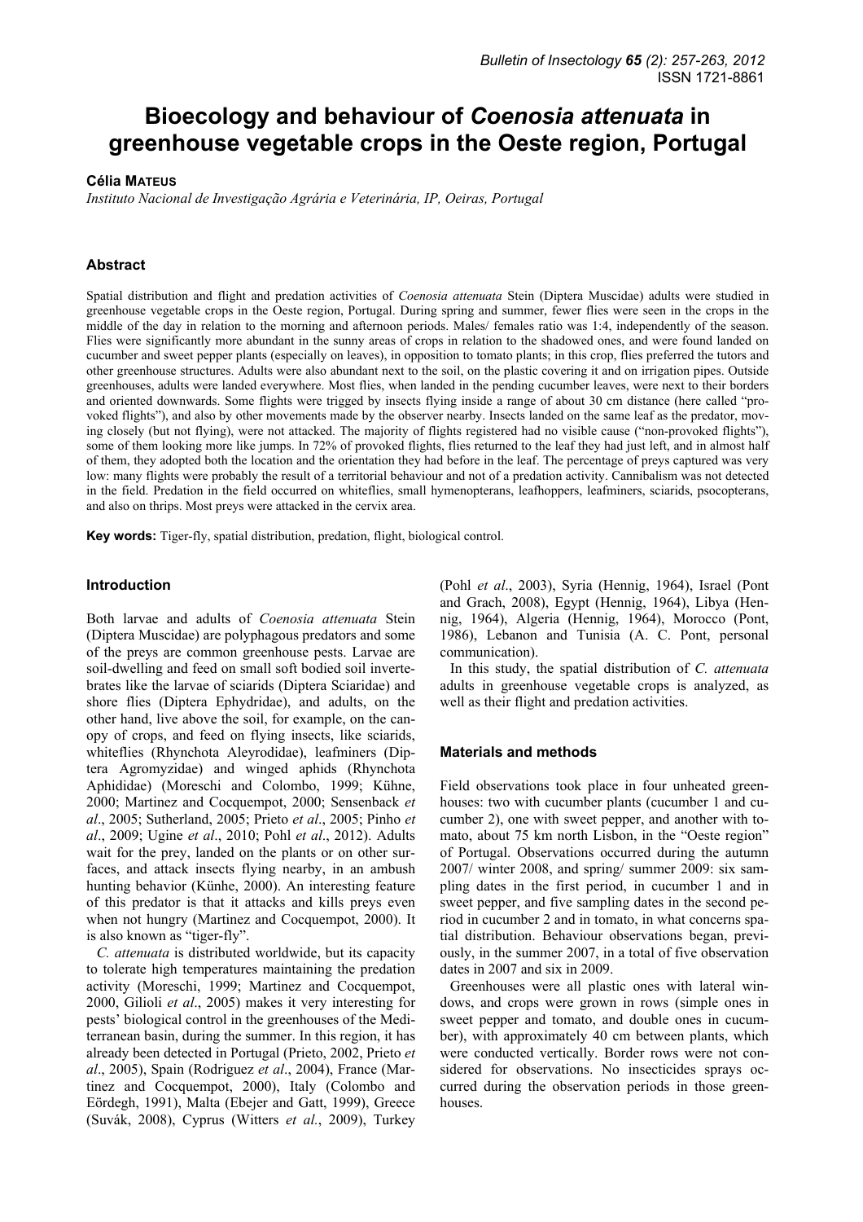# Bioecology and behaviour of *Coenosia attenuata* in greenhouse vegetable crops in the Oeste region, Portugal

**Célia Mateus**

*Instituto Nacional de Investigação Agrária e Veterinária, IP, Oeiras, Portugal*

## Abstract

Spatial distribution and flight and predation activities of *Coenosia attenuata* Stein (Diptera Muscidae) adults were studied in greenhouse vegetable crops in the Oeste region, Portugal. During spring and summer, fewer flies were seen in the crops in the middle of the day in relation to the morning and afternoon periods. Males/ females ratio was 1:4, independently of the season. Flies were significantly more abundant in the sunny areas of crops in relation to the shadowed ones, and were found landed on cucumber and sweet pepper plants (especially on leaves), in opposition to tomato plants; in this crop, flies preferred the tutors and other greenhouse structures. Adults were also abundant next to the soil, on the plastic covering it and on irrigation pipes. Outside greenhouses, adults were landed everywhere. Most flies, when landed in the pending cucumber leaves, were next to their borders and oriented downwards. Some flights were trigged by insects flying inside a range of about 30 cm distance (here called "provoked flights"), and also by other movements made by the observer nearby. Insects landed on the same leaf as the predator, moving closely (but not flying), were not attacked. The majority of flights registered had no visible cause ("non-provoked flights"), some of them looking more like jumps. In 72% of provoked flights, flies returned to the leaf they had just left, and in almost half of them, they adopted both the location and the orientation they had before in the leaf. The percentage of preys captured was very low: many flights were probably the result of a territorial behaviour and not of a predation activity. Cannibalism was not detected in the field. Predation in the field occurred on whiteflies, small hymenopterans, leafhoppers, leafminers, sciarids, psocopterans, and also on thrips. Most preys were attacked in the cervix area.

**Key words:** Tiger-fly, spatial distribution, predation, flight, biological control.

## Introduction

Both larvae and adults of *Coenosia attenuata* Stein (Diptera Muscidae) are polyphagous predators and some of the preys are common greenhouse pests. Larvae are soil-dwelling and feed on small soft bodied soil invertebrates like the larvae of sciarids (Diptera Sciaridae) and shore flies (Diptera Ephydridae), and adults, on the other hand, live above the soil, for example, on the canopy of crops, and feed on flying insects, like sciarids, whiteflies (Rhynchota Aleyrodidae), leafminers (Diptera Agromyzidae) and winged aphids (Rhynchota Aphididae) (Moreschi and Colombo, 1999; Kühne, 2000; Martinez and Cocquempot, 2000; Sensenback *et al*., 2005; Sutherland, 2005; Prieto *et al*., 2005; Pinho *et al*., 2009; Ugine *et al*., 2010; Pohl *et al*., 2012). Adults wait for the prey, landed on the plants or on other surfaces, and attack insects flying nearby, in an ambush hunting behavior (Künhe, 2000). An interesting feature of this predator is that it attacks and kills preys even when not hungry (Martinez and Cocquempot, 2000). It is also known as "tiger-fly".

*C. attenuata* is distributed worldwide, but its capacity to tolerate high temperatures maintaining the predation activity (Moreschi, 1999; Martinez and Cocquempot, 2000, Gilioli *et al*., 2005) makes it very interesting for pests' biological control in the greenhouses of the Mediterranean basin, during the summer. In this region, it has already been detected in Portugal (Prieto, 2002, Prieto *et al*., 2005), Spain (Rodriguez *et al*., 2004), France (Martinez and Cocquempot, 2000), Italy (Colombo and Eördegh, 1991), Malta (Ebejer and Gatt, 1999), Greece (Suvák, 2008), Cyprus (Witters *et al*., 2009), Turkey (Pohl *et al*., 2003), Syria (Hennig, 1964), Israel (Pont and Grach, 2008), Egypt (Hennig, 1964), Libya (Hennig, 1964), Algeria (Hennig, 1964), Morocco (Pont, 1986), Lebanon and Tunisia (A. C. Pont, personal communication).

In this study, the spatial distribution of *C. attenuata* adults in greenhouse vegetable crops is analyzed, as well as their flight and predation activities.

## Materials and methods

Field observations took place in four unheated greenhouses: two with cucumber plants (cucumber 1 and cucumber 2), one with sweet pepper, and another with tomato, about 75 km north Lisbon, in the "Oeste region" of Portugal. Observations occurred during the autumn 2007/ winter 2008, and spring/ summer 2009: six sampling dates in the first period, in cucumber 1 and in sweet pepper, and five sampling dates in the second period in cucumber 2 and in tomato, in what concerns spatial distribution. Behaviour observations began, previously, in the summer 2007, in a total of five observation dates in 2007 and six in 2009.

Greenhouses were all plastic ones with lateral windows, and crops were grown in rows (simple ones in sweet pepper and tomato, and double ones in cucumber), with approximately 40 cm between plants, which were conducted vertically. Border rows were not considered for observations. No insecticides sprays occurred during the observation periods in those greenhouses.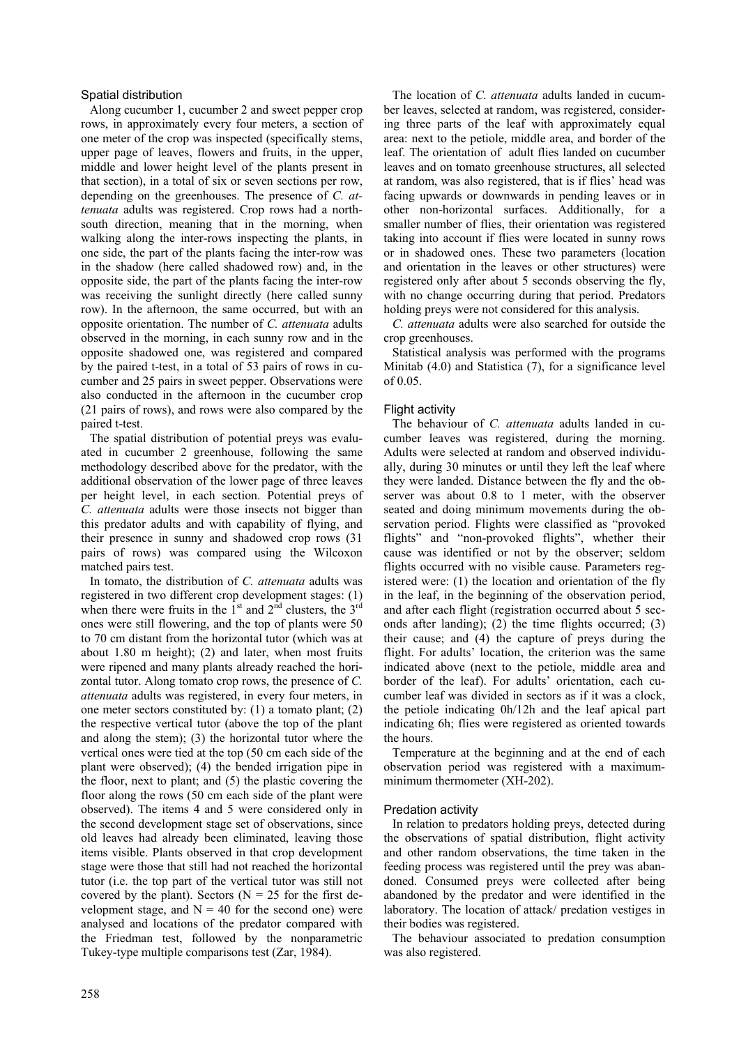### Spatial distribution

Along cucumber 1, cucumber 2 and sweet pepper crop rows, in approximately every four meters, a section of one meter of the crop was inspected (specifically stems, upper page of leaves, flowers and fruits, in the upper, middle and lower height level of the plants present in that section), in a total of six or seven sections per row, depending on the greenhouses. The presence of *C. attenuata* adults was registered. Crop rows had a north-south direction, meaning that in the morning, when walking along the inter-rows inspecting the plants, in one side, the part of the plants facing the inter-row was in the shadow (here called shadowed row) and, in the opposite side, the part of the plants facing the inter-row was receiving the sunlight directly (here called sunny row). In the afternoon, the same occurred, but with an opposite orientation. The number of *C. attenuata* adults observed in the morning, in each sunny row and in the opposite shadowed one, was registered and compared by the paired t-test, in a total of 53 pairs of rows in cucumber and 25 pairs in sweet pepper. Observations were also conducted in the afternoon in the cucumber crop (21 pairs of rows), and rows were also compared by the paired t-test.

The spatial distribution of potential preys was evaluated in cucumber 2 greenhouse, following the same methodology described above for the predator, with the additional observation of the lower page of three leaves per height level, in each section. Potential preys of *C. attenuata* adults were those insects not bigger than this predator adults and with capability of flying, and their presence in sunny and shadowed crop rows (31 pairs of rows) was compared using the Wilcoxon matched pairs test.

In tomato, the distribution of *C. attenuata* adults was registered in two different crop development stages: (1) when there were fruits in the 1st and 2nd clusters, the 3rd ones were still flowering, and the top of plants were 50 to 70 cm distant from the horizontal tutor (which was at about 1.80 m height); (2) and later, when most fruits were ripened and many plants already reached the horizontal tutor. Along tomato crop rows, the presence of *C. attenuata* adults was registered, in every four meters, in one meter sectors constituted by: (1) a tomato plant; (2) the respective vertical tutor (above the top of the plant and along the stem); (3) the horizontal tutor where the vertical ones were tied at the top (50 cm each side of the plant were observed); (4) the bended irrigation pipe in the floor, next to plant; and (5) the plastic covering the floor along the rows (50 cm each side of the plant were observed). The items 4 and 5 were considered only in the second development stage set of observations, since old leaves had already been eliminated, leaving those items visible. Plants observed in that crop development stage were those that still had not reached the horizontal tutor (i.e. the top part of the vertical tutor was still not covered by the plant). Sectors ($N = 25$ for the first development stage, and $N = 40$ for the second one) were analysed and locations of the predator compared with the Friedman test, followed by the nonparametric Tukey-type multiple comparisons test (Zar, 1984).

The location of *C. attenuata* adults landed in cucumber leaves, selected at random, was registered, considering three parts of the leaf with approximately equal area: next to the petiole, middle area, and border of the leaf. The orientation of adult flies landed on cucumber leaves and on tomato greenhouse structures, all selected at random, was also registered, that is if flies' head was facing upwards or downwards in pending leaves or in other non-horizontal surfaces. Additionally, for a smaller number of flies, their orientation was registered taking into account if flies were located in sunny rows or in shadowed ones. These two parameters (location and orientation in the leaves or other structures) were registered only after about 5 seconds observing the fly, with no change occurring during that period. Predators holding preys were not considered for this analysis.

*C. attenuata* adults were also searched for outside the crop greenhouses.

Statistical analysis was performed with the programs Minitab (4.0) and Statistica (7), for a significance level of 0.05.

### Flight activity

The behaviour of *C. attenuata* adults landed in cucumber leaves was registered, during the morning. Adults were selected at random and observed individually, during 30 minutes or until they left the leaf where they were landed. Distance between the fly and the observer was about 0.8 to 1 meter, with the observer seated and doing minimum movements during the observation period. Flights were classified as "provoked flights" and "non-provoked flights", whether their cause was identified or not by the observer; seldom flights occurred with no visible cause. Parameters registered were: (1) the location and orientation of the fly in the leaf, in the beginning of the observation period, and after each flight (registration occurred about 5 seconds after landing); (2) the time flights occurred; (3) their cause; and (4) the capture of preys during the flight. For adults' location, the criterion was the same indicated above (next to the petiole, middle area and border of the leaf). For adults' orientation, each cucumber leaf was divided in sectors as if it was a clock, the petiole indicating 0h/12h and the leaf apical part indicating 6h; flies were registered as oriented towards the hours.

Temperature at the beginning and at the end of each observation period was registered with a maximum-minimum thermometer (XH-202).

### Predation activity

In relation to predators holding preys, detected during the observations of spatial distribution, flight activity and other random observations, the time taken in the feeding process was registered until the prey was abandoned. Consumed preys were collected after being abandoned by the predator and were identified in the laboratory. The location of attack/ predation vestiges in their bodies was registered.

The behaviour associated to predation consumption was also registered.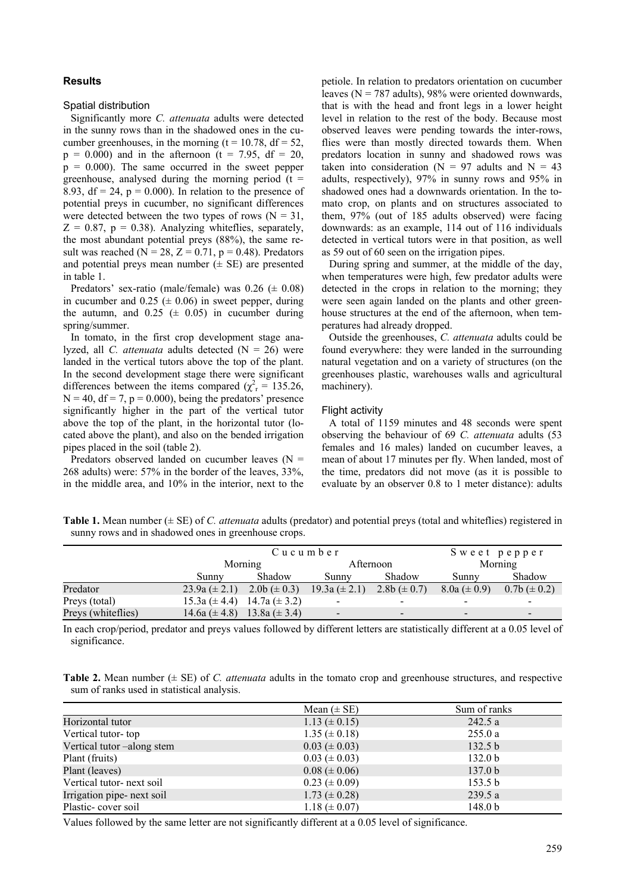## Results

### Spatial distribution

Significantly more *C. attenuata* adults were detected in the sunny rows than in the shadowed ones in the cucumber greenhouses, in the morning ($t = 10.78$, $df = 52$, $p = 0.000$) and in the afternoon ($t = 7.95$, $df = 20$, $p = 0.000$). The same occurred in the sweet pepper greenhouse, analysed during the morning period ($t = 8.93$, $df = 24$, $p = 0.000$). In relation to the presence of potential preys in cucumber, no significant differences were detected between the two types of rows ($N = 31$, $Z = 0.87$, $p = 0.38$). Analyzing whiteflies, separately, the most abundant potential preys (88%), the same result was reached ($N = 28$, $Z = 0.71$, $p = 0.48$). Predators and potential preys mean number (± SE) are presented in table 1.

Predators' sex-ratio (male/female) was 0.26 (± 0.08) in cucumber and 0.25 (± 0.06) in sweet pepper, during the autumn, and 0.25 (± 0.05) in cucumber during spring/summer.

In tomato, in the first crop development stage analyzed, all *C. attenuata* adults detected ($N = 26$) were landed in the vertical tutors above the top of the plant. In the second development stage there were significant differences between the items compared ($\chi^2_r = 135.26$, $N = 40$, $df = 7$, $p = 0.000$), being the predators' presence significantly higher in the part of the vertical tutor above the top of the plant, in the horizontal tutor (located above the plant), and also on the bended irrigation pipes placed in the soil (table 2).

Predators observed landed on cucumber leaves ($N = 268$ adults) were: 57% in the border of the leaves, 33%, in the middle area, and 10% in the interior, next to the petiole. In relation to predators orientation on cucumber leaves ($N = 787$ adults), 98% were oriented downwards, that is with the head and front legs in a lower height level in relation to the rest of the body. Because most observed leaves were pending towards the inter-rows, flies were than mostly directed towards them. When predators location in sunny and shadowed rows was taken into consideration ($N = 97$ adults and $N = 43$ adults, respectively), 97% in sunny rows and 95% in shadowed ones had a downwards orientation. In the tomato crop, on plants and on structures associated to them, 97% (out of 185 adults observed) were facing downwards: as an example, 114 out of 116 individuals detected in vertical tutors were in that position, as well as 59 out of 60 seen on the irrigation pipes.

During spring and summer, at the middle of the day, when temperatures were high, few predator adults were detected in the crops in relation to the morning; they were seen again landed on the plants and other greenhouse structures at the end of the afternoon, when temperatures had already dropped.

Outside the greenhouses, *C. attenuata* adults could be found everywhere: they were landed in the surrounding natural vegetation and on a variety of structures (on the greenhouses plastic, warehouses walls and agricultural machinery).

### Flight activity

A total of 1159 minutes and 48 seconds were spent observing the behaviour of 69 *C. attenuata* adults (53 females and 16 males) landed on cucumber leaves, a mean of about 17 minutes per fly. When landed, most of the time, predators did not move (as it is possible to evaluate by an observer 0.8 to 1 meter distance): adults

**Table 1.** Mean number (± SE) of *C. attenuata* adults (predator) and potential preys (total and whiteflies) registered in sunny rows and in shadowed ones in greenhouse crops.

| | Cucumber | | | | Sweet pepper | |
|---|---|---|---|---|---|---|
| | Morning | | Afternoon | | Morning | |
| | Sunny | Shadow | Sunny | Shadow | Sunny | Shadow |
| Predator | 23.9a (± 2.1) | 2.0b (± 0.3) | 19.3a (± 2.1) | 2.8b (± 0.7) | 8.0a (± 0.9) | 0.7b (± 0.2) |
| Preys (total) | 15.3a (± 4.4) | 14.7a (± 3.2) | - | - | - | - |
| Preys (whiteflies) | 14.6a (± 4.8) | 13.8a (± 3.4) | - | - | - | - |

In each crop/period, predator and preys values followed by different letters are statistically different at a 0.05 level of significance.

**Table 2.** Mean number (± SE) of *C. attenuata* adults in the tomato crop and greenhouse structures, and respective sum of ranks used in statistical analysis.

| | Mean (± SE) | Sum of ranks |
|---|---|---|
| Horizontal tutor | 1.13 (± 0.15) | 242.5 a |
| Vertical tutor- top | 1.35 (± 0.18) | 255.0 a |
| Vertical tutor –along stem | 0.03 (± 0.03) | 132.5 b |
| Plant (fruits) | 0.03 (± 0.03) | 132.0 b |
| Plant (leaves) | 0.08 (± 0.06) | 137.0 b |
| Vertical tutor- next soil | 0.23 (± 0.09) | 153.5 b |
| Irrigation pipe- next soil | 1.73 (± 0.28) | 239.5 a |
| Plastic- cover soil | 1.18 (± 0.07) | 148.0 b |

Values followed by the same letter are not significantly different at a 0.05 level of significance.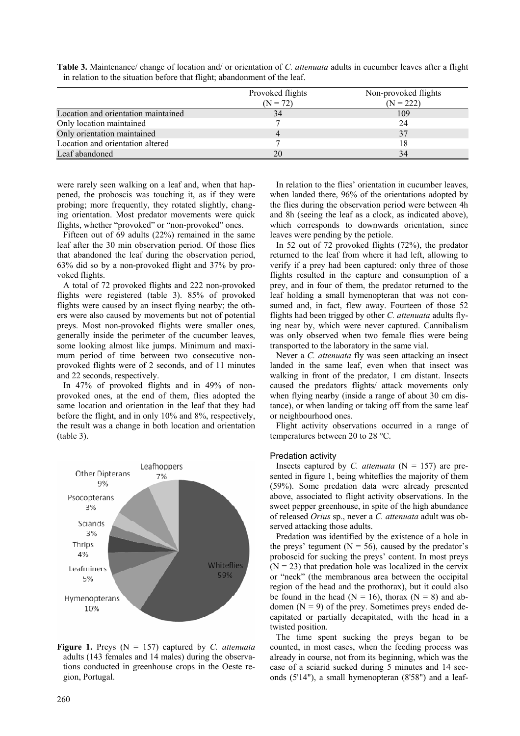**Table 3.** Maintenance/ change of location and/ or orientation of *C. attenuata* adults in cucumber leaves after a flight in relation to the situation before that flight; abandonment of the leaf.

| | Provoked flights (N = 72) | Non-provoked flights (N = 222) |
|---|---|---|
| Location and orientation maintained | 34 | 109 |
| Only location maintained | 7 | 24 |
| Only orientation maintained | 4 | 37 |
| Location and orientation altered | 7 | 18 |
| Leaf abandoned | 20 | 34 |

were rarely seen walking on a leaf and, when that happened, the proboscis was touching it, as if they were probing; more frequently, they rotated slightly, changing orientation. Most predator movements were quick flights, whether "provoked" or "non-provoked" ones.

Fifteen out of 69 adults (22%) remained in the same leaf after the 30 min observation period. Of those flies that abandoned the leaf during the observation period, 63% did so by a non-provoked flight and 37% by provoked flights.

A total of 72 provoked flights and 222 non-provoked flights were registered (table 3). 85% of provoked flights were caused by an insect flying nearby; the others were also caused by movements but not of potential preys. Most non-provoked flights were smaller ones, generally inside the perimeter of the cucumber leaves, some looking almost like jumps. Minimum and maximum period of time between two consecutive non-provoked flights were of 2 seconds, and of 11 minutes and 22 seconds, respectively.

In 47% of provoked flights and in 49% of non-provoked ones, at the end of them, flies adopted the same location and orientation in the leaf that they had before the flight, and in only 10% and 8%, respectively, the result was a change in both location and orientation (table 3).

**Figure 1.** Preys (N = 157) captured by *C. attenuata* adults (143 females and 14 males) during the observations conducted in greenhouse crops in the Oeste region, Portugal.

In relation to the flies' orientation in cucumber leaves, when landed there, 96% of the orientations adopted by the flies during the observation period were between 4h and 8h (seeing the leaf as a clock, as indicated above), which corresponds to downwards orientation, since leaves were pending by the petiole.

In 52 out of 72 provoked flights (72%), the predator returned to the leaf from where it had left, allowing to verify if a prey had been captured: only three of those flights resulted in the capture and consumption of a prey, and in four of them, the predator returned to the leaf holding a small hymenopteran that was not consumed and, in fact, flew away. Fourteen of those 52 flights had been trigged by other *C. attenuata* adults flying near by, which were never captured. Cannibalism was only observed when two female flies were being transported to the laboratory in the same vial.

Never a *C. attenuata* fly was seen attacking an insect landed in the same leaf, even when that insect was walking in front of the predator, 1 cm distant. Insects caused the predators flights/ attack movements only when flying nearby (inside a range of about 30 cm distance), or when landing or taking off from the same leaf or neighbourhood ones.

Flight activity observations occurred in a range of temperatures between 20 to 28 °C.

### Predation activity

Insects captured by *C. attenuata* (N = 157) are presented in figure 1, being whiteflies the majority of them (59%). Some predation data were already presented above, associated to flight activity observations. In the sweet pepper greenhouse, in spite of the high abundance of released *Orius* sp., never a *C. attenuata* adult was observed attacking those adults.

Predation was identified by the existence of a hole in the preys' tegument (N = 56), caused by the predator's proboscid for sucking the preys' content. In most preys (N = 23) that predation hole was localized in the cervix or "neck" (the membranous area between the occipital region of the head and the prothorax), but it could also be found in the head (N = 16), thorax (N = 8) and abdomen (N = 9) of the prey. Sometimes preys ended decapitated or partially decapitated, with the head in a twisted position.

The time spent sucking the preys began to be counted, in most cases, when the feeding process was already in course, not from its beginning, which was the case of a sciarid sucked during 5 minutes and 14 seconds (5'14"), a small hymenopteran (8'58") and a leaf-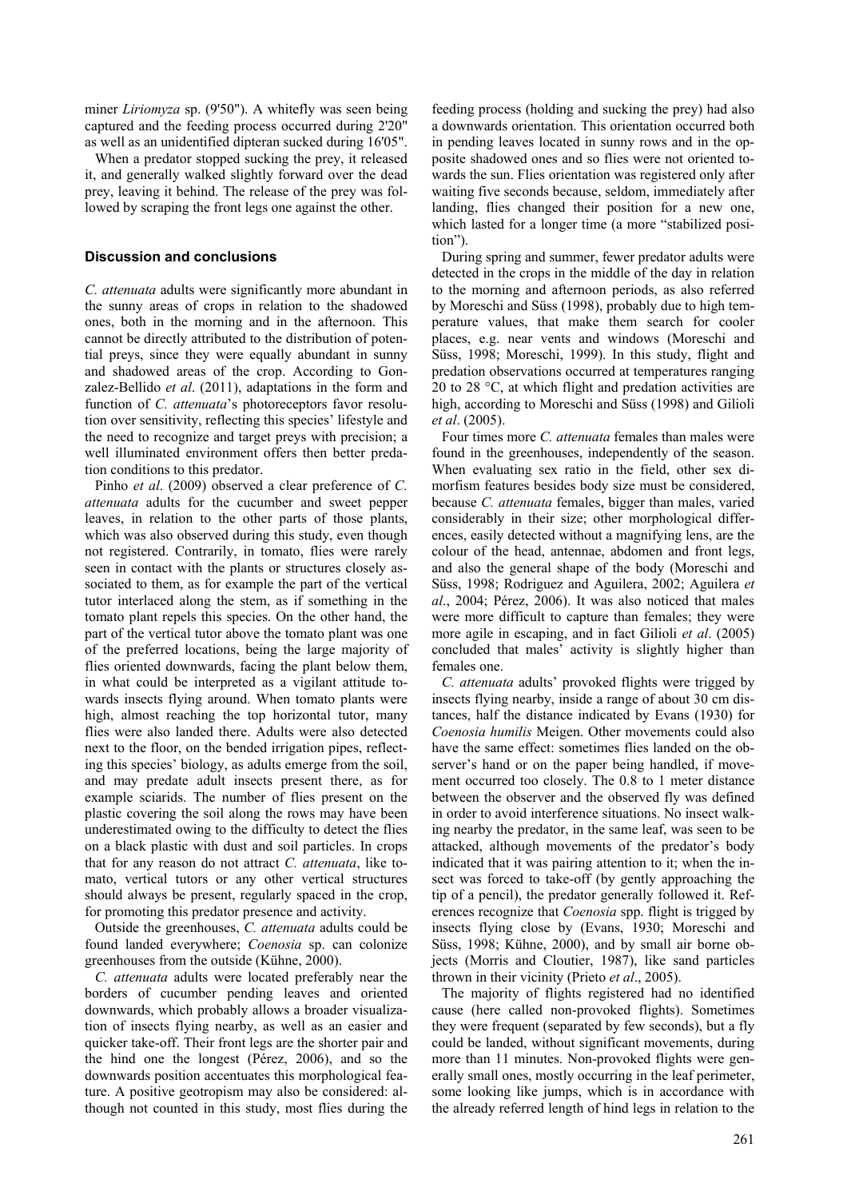miner *Liriomyza* sp. (9'50"). A whitefly was seen being captured and the feeding process occurred during 2'20" as well as an unidentified dipteran sucked during 16'05".

When a predator stopped sucking the prey, it released it, and generally walked slightly forward over the dead prey, leaving it behind. The release of the prey was followed by scraping the front legs one against the other.

## Discussion and conclusions

*C. attenuata* adults were significantly more abundant in the sunny areas of crops in relation to the shadowed ones, both in the morning and in the afternoon. This cannot be directly attributed to the distribution of potential preys, since they were equally abundant in sunny and shadowed areas of the crop. According to Gonzalez-Bellido *et al*. (2011), adaptations in the form and function of *C. attenuata*'s photoreceptors favor resolution over sensitivity, reflecting this species' lifestyle and the need to recognize and target preys with precision; a well illuminated environment offers then better predation conditions to this predator.

Pinho *et al*. (2009) observed a clear preference of *C. attenuata* adults for the cucumber and sweet pepper leaves, in relation to the other parts of those plants, which was also observed during this study, even though not registered. Contrarily, in tomato, flies were rarely seen in contact with the plants or structures closely associated to them, as for example the part of the vertical tutor interlaced along the stem, as if something in the tomato plant repels this species. On the other hand, the part of the vertical tutor above the tomato plant was one of the preferred locations, being the large majority of flies oriented downwards, facing the plant below them, in what could be interpreted as a vigilant attitude towards insects flying around. When tomato plants were high, almost reaching the top horizontal tutor, many flies were also landed there. Adults were also detected next to the floor, on the bended irrigation pipes, reflecting this species' biology, as adults emerge from the soil, and may predate adult insects present there, as for example sciarids. The number of flies present on the plastic covering the soil along the rows may have been underestimated owing to the difficulty to detect the flies on a black plastic with dust and soil particles. In crops that for any reason do not attract *C. attenuata*, like tomato, vertical tutors or any other vertical structures should always be present, regularly spaced in the crop, for promoting this predator presence and activity.

Outside the greenhouses, *C. attenuata* adults could be found landed everywhere; *Coenosia* sp. can colonize greenhouses from the outside (Kühne, 2000).

*C. attenuata* adults were located preferably near the borders of cucumber pending leaves and oriented downwards, which probably allows a broader visualization of insects flying nearby, as well as an easier and quicker take-off. Their front legs are the shorter pair and the hind one the longest (Pérez, 2006), and so the downwards position accentuates this morphological feature. A positive geotropism may also be considered: although not counted in this study, most flies during the feeding process (holding and sucking the prey) had also a downwards orientation. This orientation occurred both in pending leaves located in sunny rows and in the opposite shadowed ones and so flies were not oriented towards the sun. Flies orientation was registered only after waiting five seconds because, seldom, immediately after landing, flies changed their position for a new one, which lasted for a longer time (a more "stabilized position").

During spring and summer, fewer predator adults were detected in the crops in the middle of the day in relation to the morning and afternoon periods, as also referred by Moreschi and Süss (1998), probably due to high temperature values, that make them search for cooler places, e.g. near vents and windows (Moreschi and Süss, 1998; Moreschi, 1999). In this study, flight and predation observations occurred at temperatures ranging 20 to 28 °C, at which flight and predation activities are high, according to Moreschi and Süss (1998) and Gilioli *et al*. (2005).

Four times more *C. attenuata* females than males were found in the greenhouses, independently of the season. When evaluating sex ratio in the field, other sex dimorfism features besides body size must be considered, because *C. attenuata* females, bigger than males, varied considerably in their size; other morphological differences, easily detected without a magnifying lens, are the colour of the head, antennae, abdomen and front legs, and also the general shape of the body (Moreschi and Süss, 1998; Rodriguez and Aguilera, 2002; Aguilera *et al*., 2004; Pérez, 2006). It was also noticed that males were more difficult to capture than females; they were more agile in escaping, and in fact Gilioli *et al*. (2005) concluded that males' activity is slightly higher than females one.

*C. attenuata* adults' provoked flights were trigged by insects flying nearby, inside a range of about 30 cm distances, half the distance indicated by Evans (1930) for *Coenosia humilis* Meigen. Other movements could also have the same effect: sometimes flies landed on the observer's hand or on the paper being handled, if movement occurred too closely. The 0.8 to 1 meter distance between the observer and the observed fly was defined in order to avoid interference situations. No insect walking nearby the predator, in the same leaf, was seen to be attacked, although movements of the predator's body indicated that it was pairing attention to it; when the insect was forced to take-off (by gently approaching the tip of a pencil), the predator generally followed it. References recognize that *Coenosia* spp. flight is trigged by insects flying close by (Evans, 1930; Moreschi and Süss, 1998; Kühne, 2000), and by small air borne objects (Morris and Cloutier, 1987), like sand particles thrown in their vicinity (Prieto *et al*., 2005).

The majority of flights registered had no identified cause (here called non-provoked flights). Sometimes they were frequent (separated by few seconds), but a fly could be landed, without significant movements, during more than 11 minutes. Non-provoked flights were generally small ones, mostly occurring in the leaf perimeter, some looking like jumps, which is in accordance with the already referred length of hind legs in relation to the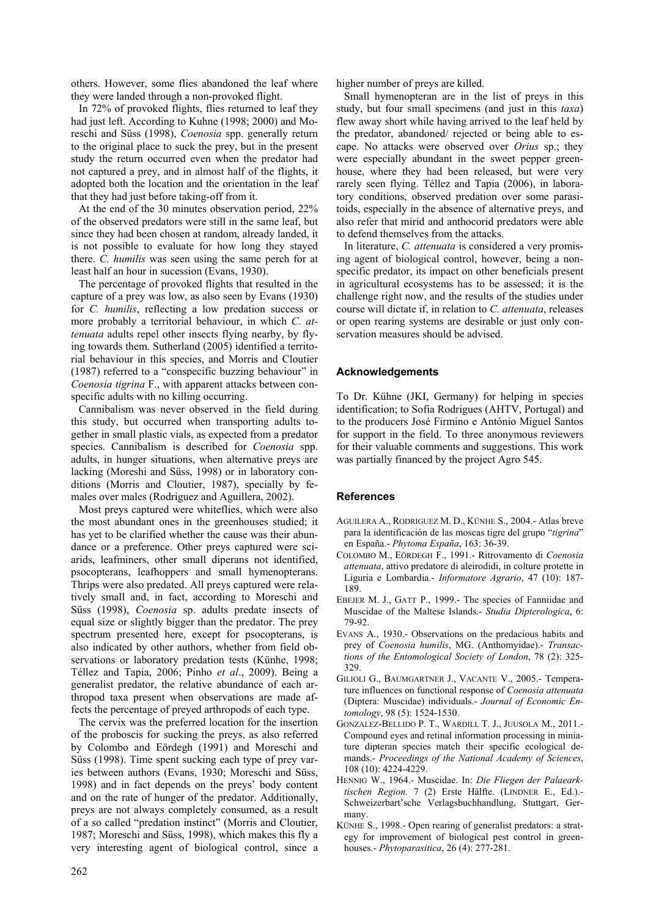others. However, some flies abandoned the leaf where they were landed through a non-provoked flight.

In 72% of provoked flights, flies returned to leaf they had just left. According to Kuhne (1998; 2000) and Moreschi and Süss (1998), *Coenosia* spp. generally return to the original place to suck the prey, but in the present study the return occurred even when the predator had not captured a prey, and in almost half of the flights, it adopted both the location and the orientation in the leaf that they had just before taking-off from it.

At the end of the 30 minutes observation period, 22% of the observed predators were still in the same leaf, but since they had been chosen at random, already landed, it is not possible to evaluate for how long they stayed there. *C. humilis* was seen using the same perch for at least half an hour in sucession (Evans, 1930).

The percentage of provoked flights that resulted in the capture of a prey was low, as also seen by Evans (1930) for *C. humilis*, reflecting a low predation success or more probably a territorial behaviour, in which *C. attenuata* adults repel other insects flying nearby, by flying towards them. Sutherland (2005) identified a territorial behaviour in this species, and Morris and Cloutier (1987) referred to a "conspecific buzzing behaviour" in *Coenosia tigrina* F., with apparent attacks between conspecific adults with no killing occurring.

Cannibalism was never observed in the field during this study, but occurred when transporting adults together in small plastic vials, as expected from a predator species. Cannibalism is described for *Coenosia* spp. adults, in hunger situations, when alternative preys are lacking (Moreshi and Süss, 1998) or in laboratory conditions (Morris and Cloutier, 1987), specially by females over males (Rodriguez and Aguillera, 2002).

Most preys captured were whiteflies, which were also the most abundant ones in the greenhouses studied; it has yet to be clarified whether the cause was their abundance or a preference. Other preys captured were sciarids, leafminers, other small diperans not identified, psocopterans, leafhoppers and small hymenopterans. Thrips were also predated. All preys captured were relatively small and, in fact, according to Moreschi and Süss (1998), *Coenosia* sp. adults predate insects of equal size or slightly bigger than the predator. The prey spectrum presented here, except for psocopterans, is also indicated by other authors, whether from field observations or laboratory predation tests (Künhe, 1998; Téllez and Tapia, 2006; Pinho *et al*., 2009). Being a generalist predator, the relative abundance of each arthropod taxa present when observations are made affects the percentage of preyed arthropods of each type.

The cervix was the preferred location for the insertion of the proboscis for sucking the preys, as also referred by Colombo and Eördegh (1991) and Moreschi and Süss (1998). Time spent sucking each type of prey varies between authors (Evans, 1930; Moreschi and Süss, 1998) and in fact depends on the preys' body content and on the rate of hunger of the predator. Additionally, preys are not always completely consumed, as a result of a so called "predation instinct" (Morris and Cloutier, 1987; Moreschi and Süss, 1998), which makes this fly a very interesting agent of biological control, since a higher number of preys are killed.

Small hymenopteran are in the list of preys in this study, but four small specimens (and just in this *taxa*) flew away short while having arrived to the leaf held by the predator, abandoned/ rejected or being able to escape. No attacks were observed over *Orius* sp.; they were especially abundant in the sweet pepper greenhouse, where they had been released, but were very rarely seen flying. Téllez and Tapia (2006), in laboratory conditions, observed predation over some parasitoids, especially in the absence of alternative preys, and also refer that mirid and anthocorid predators were able to defend themselves from the attacks.

In literature, *C. attenuata* is considered a very promising agent of biological control, however, being a non-specific predator, its impact on other beneficials present in agricultural ecosystems has to be assessed; it is the challenge right now, and the results of the studies under course will dictate if, in relation to *C. attenuata*, releases or open rearing systems are desirable or just only conservation measures should be advised.

## Acknowledgements

To Dr. Kühne (JKI, Germany) for helping in species identification; to Sofia Rodrigues (AHTV, Portugal) and to the producers José Firmino e António Miguel Santos for support in the field. To three anonymous reviewers for their valuable comments and suggestions. This work was partially financed by the project Agro 545.

## References

AGUILERA A., RODRIGUEZ M. D., KÜNHE S., 2004.- Atlas breve para la identificación de las moscas tigre del grupo "*tigrina*" en España.- *Phytoma España*, 163: 36-39.

COLOMBO M., EÖRDEGH F., 1991.- Ritrovamento di *Coenosia attenuata*, attivo predatore di aleirodidi, in colture protette in Liguria e Lombardia.- *Informatore Agrario*, 47 (10): 187-189.

EBEJER M. J., GATT P., 1999.- The species of Fanniidae and Muscidae of the Maltese Islands.- *Studia Dipterologica*, 6: 79-92.

EVANS A., 1930.- Observations on the predacious habits and prey of *Coenosia humilis*, MG. (Anthomyidae).- *Transactions of the Entomological Society of London*, 78 (2): 325-329.

GILIOLI G., BAUMGARTNER J., VACANTE V., 2005.- Temperature influences on functional response of *Coenosia attenuata* (Diptera: Muscidae) individuals.- *Journal of Economic Entomology*, 98 (5): 1524-1530.

GONZALEZ-BELLIDO P. T., WARDILL T. J., JUUSOLA M., 2011.- Compound eyes and retinal information processing in miniature dipteran species match their specific ecological demands.- *Proceedings of the National Academy of Sciences*, 108 (10): 4224-4229.

HENNIG W., 1964.- Muscidae. In: *Die Fliegen der Palaearktischen Region.* 7 (2) Erste Hälfte. (LINDNER E., Ed.).- Schweizerbart'sche Verlagsbuchhandlung, Stuttgart, Germany.

KÜNHE S., 1998.- Open rearing of generalist predators: a strategy for improvement of biological pest control in greenhouses.- *Phytoparasitica*, 26 (4): 277-281.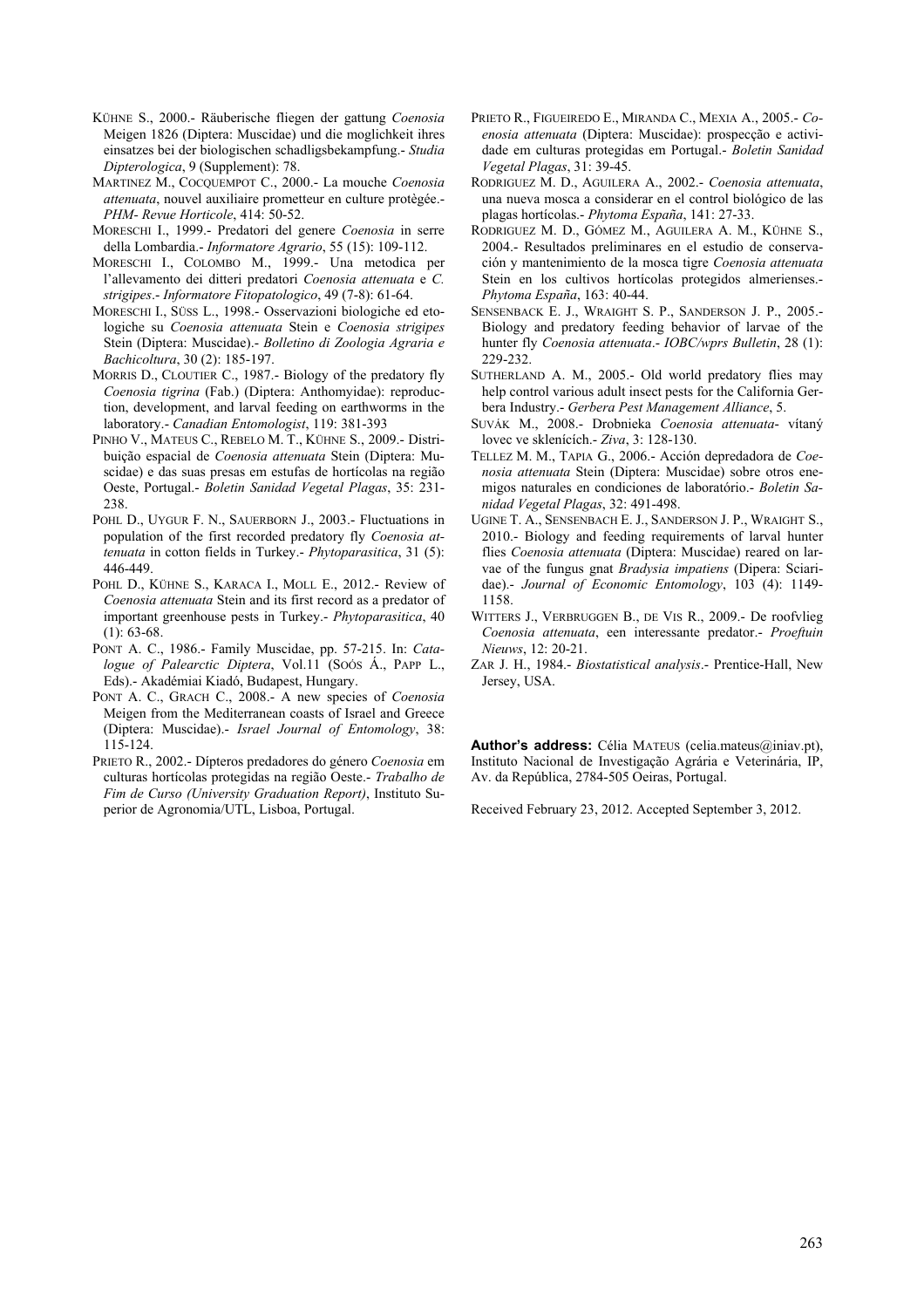KÜHNE S., 2000.- Räuberische fliegen der gattung *Coenosia* Meigen 1826 (Diptera: Muscidae) und die moglichkeit ihres einsatzes bei der biologischen schadligsbekampfung.- *Studia Dipterologica*, 9 (Supplement): 78.

MARTINEZ M., COCQUEMPOT C., 2000.- La mouche *Coenosia attenuata*, nouvel auxiliaire prometteur en culture protègée.- *PHM- Revue Horticole*, 414: 50-52.

MORESCHI I., 1999.- Predatori del genere *Coenosia* in serre della Lombardia.- *Informatore Agrario*, 55 (15): 109-112.

MORESCHI I., COLOMBO M., 1999.- Una metodica per l'allevamento dei ditteri predatori *Coenosia attenuata* e *C. strigipes*.- *Informatore Fitopatologico*, 49 (7-8): 61-64.

MORESCHI I., SÜSS L., 1998.- Osservazioni biologiche ed etologiche su *Coenosia attenuata* Stein e *Coenosia strigipes* Stein (Diptera: Muscidae).- *Bolletino di Zoologia Agraria e Bachicoltura*, 30 (2): 185-197.

MORRIS D., CLOUTIER C., 1987.- Biology of the predatory fly *Coenosia tigrina* (Fab.) (Diptera: Anthomyidae): reproduction, development, and larval feeding on earthworms in the laboratory.- *Canadian Entomologist*, 119: 381-393

PINHO V., MATEUS C., REBELO M. T., KÜHNE S., 2009.- Distribuição espacial de *Coenosia attenuata* Stein (Diptera: Muscidae) e das suas presas em estufas de hortícolas na região Oeste, Portugal.- *Boletin Sanidad Vegetal Plagas*, 35: 231-238.

POHL D., UYGUR F. N., SAUERBORN J., 2003.- Fluctuations in population of the first recorded predatory fly *Coenosia attenuata* in cotton fields in Turkey.- *Phytoparasitica*, 31 (5): 446-449.

POHL D., KÜHNE S., KARACA I., MOLL E., 2012.- Review of *Coenosia attenuata* Stein and its first record as a predator of important greenhouse pests in Turkey.- *Phytoparasitica*, 40 (1): 63-68.

PONT A. C., 1986.- Family Muscidae, pp. 57-215. In: *Catalogue of Palearctic Diptera*, Vol.11 (SOÓS Á., PAPP L., Eds).- Akadémiai Kiadó, Budapest, Hungary.

PONT A. C., GRACH C., 2008.- A new species of *Coenosia* Meigen from the Mediterranean coasts of Israel and Greece (Diptera: Muscidae).- *Israel Journal of Entomology*, 38: 115-124.

PRIETO R., 2002.- Dípteros predadores do género *Coenosia* em culturas hortícolas protegidas na região Oeste.- *Trabalho de Fim de Curso (University Graduation Report)*, Instituto Superior de Agronomia/UTL, Lisboa, Portugal.

PRIETO R., FIGUEIREDO E., MIRANDA C., MEXIA A., 2005.- *Coenosia attenuata* (Diptera: Muscidae): prospecção e actividade em culturas protegidas em Portugal.- *Boletin Sanidad Vegetal Plagas*, 31: 39-45.

RODRIGUEZ M. D., AGUILERA A., 2002.- *Coenosia attenuata*, una nueva mosca a considerar en el control biológico de las plagas hortícolas.- *Phytoma España*, 141: 27-33.

RODRIGUEZ M. D., GÓMEZ M., AGUILERA A. M., KÜHNE S., 2004.- Resultados preliminares en el estudio de conservación y mantenimiento de la mosca tigre *Coenosia attenuata* Stein en los cultivos hortícolas protegidos almerienses.- *Phytoma España*, 163: 40-44.

SENSENBACK E. J., WRAIGHT S. P., SANDERSON J. P., 2005.- Biology and predatory feeding behavior of larvae of the hunter fly *Coenosia attenuata*.- *IOBC/wprs Bulletin*, 28 (1): 229-232.

SUTHERLAND A. M., 2005.- Old world predatory flies may help control various adult insect pests for the California Gerbera Industry.- *Gerbera Pest Management Alliance*, 5.

SUVÁK M., 2008.- Drobnieka *Coenosia attenuata*- vítaný lovec ve sklenících.- *Ziva*, 3: 128-130.

TELLEZ M. M., TAPIA G., 2006.- Acción depredadora de *Coenosia attenuata* Stein (Diptera: Muscidae) sobre otros enemigos naturales en condiciones de laboratório.- *Boletin Sanidad Vegetal Plagas*, 32: 491-498.

UGINE T. A., SENSENBACH E. J., SANDERSON J. P., WRAIGHT S., 2010.- Biology and feeding requirements of larval hunter flies *Coenosia attenuata* (Diptera: Muscidae) reared on larvae of the fungus gnat *Bradysia impatiens* (Dipera: Sciaridae).- *Journal of Economic Entomology*, 103 (4): 1149-1158.

WITTERS J., VERBRUGGEN B., DE VIS R., 2009.- De roofvlieg *Coenosia attenuata*, een interessante predator.- *Proeftuin Nieuws*, 12: 20-21.

ZAR J. H., 1984.- *Biostatistical analysis*.- Prentice-Hall, New Jersey, USA.

**Author's address:** Célia MATEUS (celia.mateus@iniav.pt), Instituto Nacional de Investigação Agrária e Veterinária, IP, Av. da República, 2784-505 Oeiras, Portugal.

Received February 23, 2012. Accepted September 3, 2012.